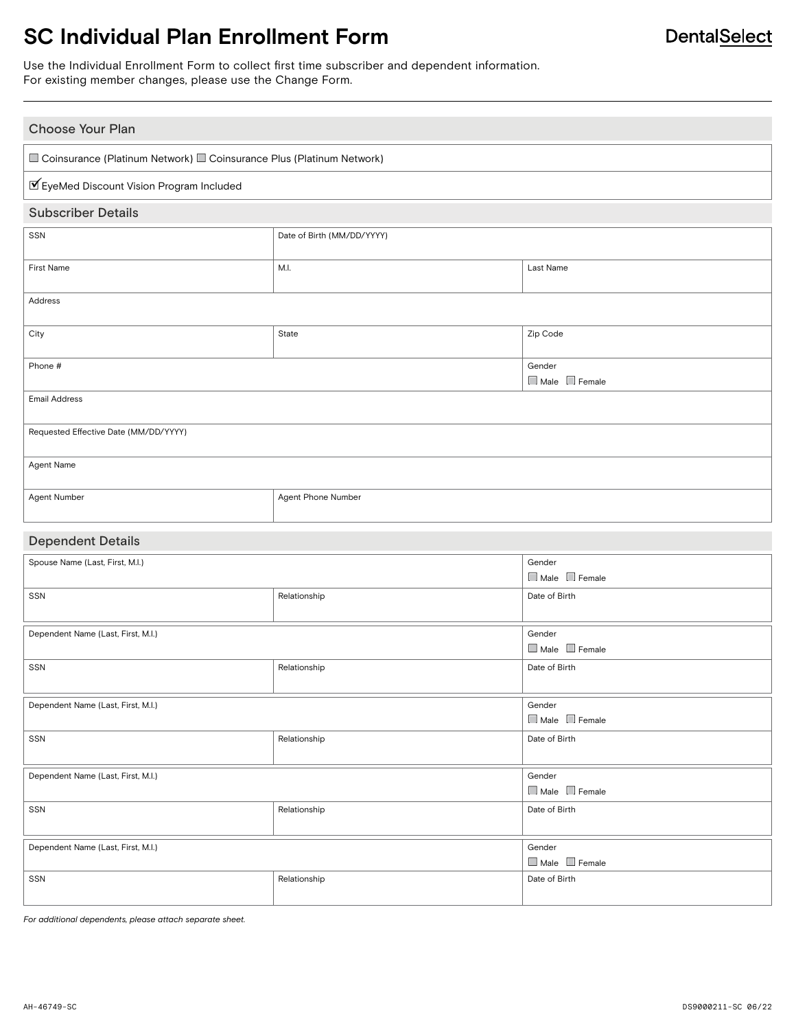# SC Individual Plan Enrollment Form

DentalSelect

Use the Individual Enrollment Form to collect first time subscriber and dependent information.
For existing member changes, please use the Change Form.

## Choose Your Plan

☐ Coinsurance (Platinum Network) ☐ Coinsurance Plus (Platinum Network)

☑ EyeMed Discount Vision Program Included

## Subscriber Details

| SSN | Date of Birth (MM/DD/YYYY) | |
|---|---|---|
| First Name | M.I. | Last Name |
| Address | | |
| City | State | Zip Code |
| Phone # | | Gender ☐ Male ☐ Female |
| Email Address | | |
| Requested Effective Date (MM/DD/YYYY) | | |
| Agent Name | | |
| Agent Number | Agent Phone Number | |

## Dependent Details

| Spouse Name (Last, First, M.I.) | | Gender ☐ Male ☐ Female |
|---|---|---|
| SSN | Relationship | Date of Birth |

| Dependent Name (Last, First, M.I.) | | Gender ☐ Male ☐ Female |
|---|---|---|
| SSN | Relationship | Date of Birth |

| Dependent Name (Last, First, M.I.) | | Gender ☐ Male ☐ Female |
|---|---|---|
| SSN | Relationship | Date of Birth |

| Dependent Name (Last, First, M.I.) | | Gender ☐ Male ☐ Female |
|---|---|---|
| SSN | Relationship | Date of Birth |

| Dependent Name (Last, First, M.I.) | | Gender ☐ Male ☐ Female |
|---|---|---|
| SSN | Relationship | Date of Birth |

*For additional dependents, please attach separate sheet.*

AH-46749-SC DS9000211-SC 06/22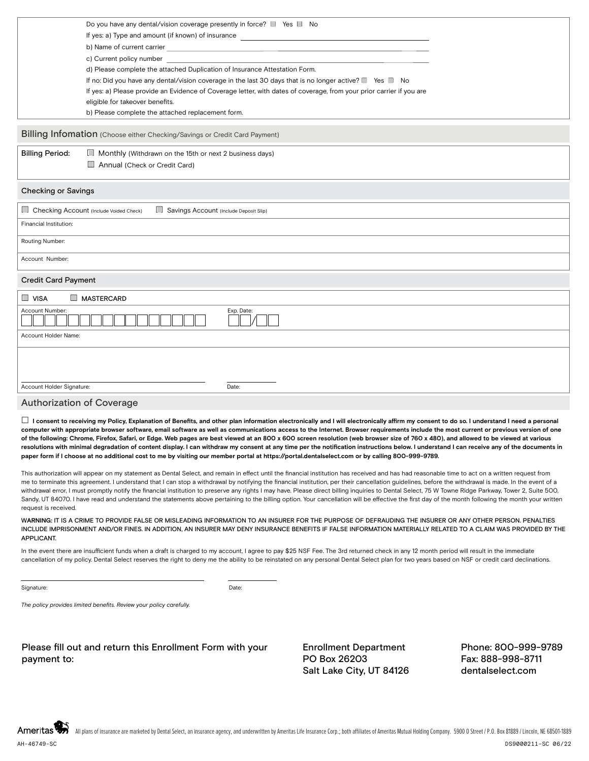Do you have any dental/vision coverage presently in force? ☐ Yes ☐ No

If yes: a) Type and amount (if known) of insurance ______________________

b) Name of current carrier ______________________

c) Current policy number ______________________

d) Please complete the attached Duplication of Insurance Attestation Form.

If no: Did you have any dental/vision coverage in the last 30 days that is no longer active? ☐ Yes ☐ No

If yes: a) Please provide an Evidence of Coverage letter, with dates of coverage, from your prior carrier if you are eligible for takeover benefits.

b) Please complete the attached replacement form.

## Billing Infomation (Choose either Checking/Savings or Credit Card Payment)

**Billing Period:** ☐ Monthly (Withdrawn on the 15th or next 2 business days)

☐ Annual (Check or Credit Card)

### Checking or Savings

☐ Checking Account (Include Voided Check) ☐ Savings Account (Include Deposit Slip)

Financial Institution:

Routing Number:

Account Number:

### Credit Card Payment

☐ VISA ☐ MASTERCARD

Account Number: ☐☐☐☐☐☐☐☐☐☐☐☐☐☐☐☐ Exp. Date: ☐☐/☐☐

Account Holder Name:

Account Holder Signature: ______________________ Date: __________

## Authorization of Coverage

☐ **I consent to receiving my Policy, Explanation of Benefits, and other plan information electronically and I will electronically affirm my consent to do so. I understand I need a personal computer with appropriate browser software, email software as well as communications access to the Internet. Browser requirements include the most current or previous version of one of the following: Chrome, Firefox, Safari, or Edge. Web pages are best viewed at an 800 x 600 screen resolution (web browser size of 760 x 480), and allowed to be viewed at various resolutions with minimal degradation of content display. I can withdraw my consent at any time per the notification instructions below. I understand I can receive any of the documents in paper form if I choose at no additional cost to me by visiting our member portal at https://portal.dentalselect.com or by calling 800-999-9789.**

This authorization will appear on my statement as Dental Select, and remain in effect until the financial institution has received and has had reasonable time to act on a written request from me to terminate this agreement. I understand that I can stop a withdrawal by notifying the financial institution, per their cancellation guidelines, before the withdrawal is made. In the event of a withdrawal error, I must promptly notify the financial institution to preserve any rights I may have. Please direct billing inquiries to Dental Select, 75 W Towne Ridge Parkway, Tower 2, Suite 500, Sandy, UT 84070. I have read and understand the statements above pertaining to the billing option. Your cancellation will be effective the first day of the month following the month your written request is received.

WARNING: IT IS A CRIME TO PROVIDE FALSE OR MISLEADING INFORMATION TO AN INSURER FOR THE PURPOSE OF DEFRAUDING THE INSURER OR ANY OTHER PERSON. PENALTIES INCLUDE IMPRISONMENT AND/OR FINES. IN ADDITION, AN INSURER MAY DENY INSURANCE BENEFITS IF FALSE INFORMATION MATERIALLY RELATED TO A CLAIM WAS PROVIDED BY THE APPLICANT.

In the event there are insufficient funds when a draft is charged to my account, I agree to pay $25 NSF Fee. The 3rd returned check in any 12 month period will result in the immediate cancellation of my policy. Dental Select reserves the right to deny me the ability to be reinstated on any personal Dental Select plan for two years based on NSF or credit card declinations.

Signature: ______________________ Date: __________

*The policy provides limited benefits. Review your policy carefully.*

Please fill out and return this Enrollment Form with your payment to:

Enrollment Department
PO Box 26203
Salt Lake City, UT 84126

Phone: 800-999-9789
Fax: 888-998-8711
dentalselect.com

Ameritas — All plans of insurance are marketed by Dental Select, an insurance agency, and underwritten by Ameritas Life Insurance Corp.; both affiliates of Ameritas Mutual Holding Company. 5900 O Street / P.O. Box 81889 / Lincoln, NE 68501-1889

AH-46749-SC DS9000211-SC 06/22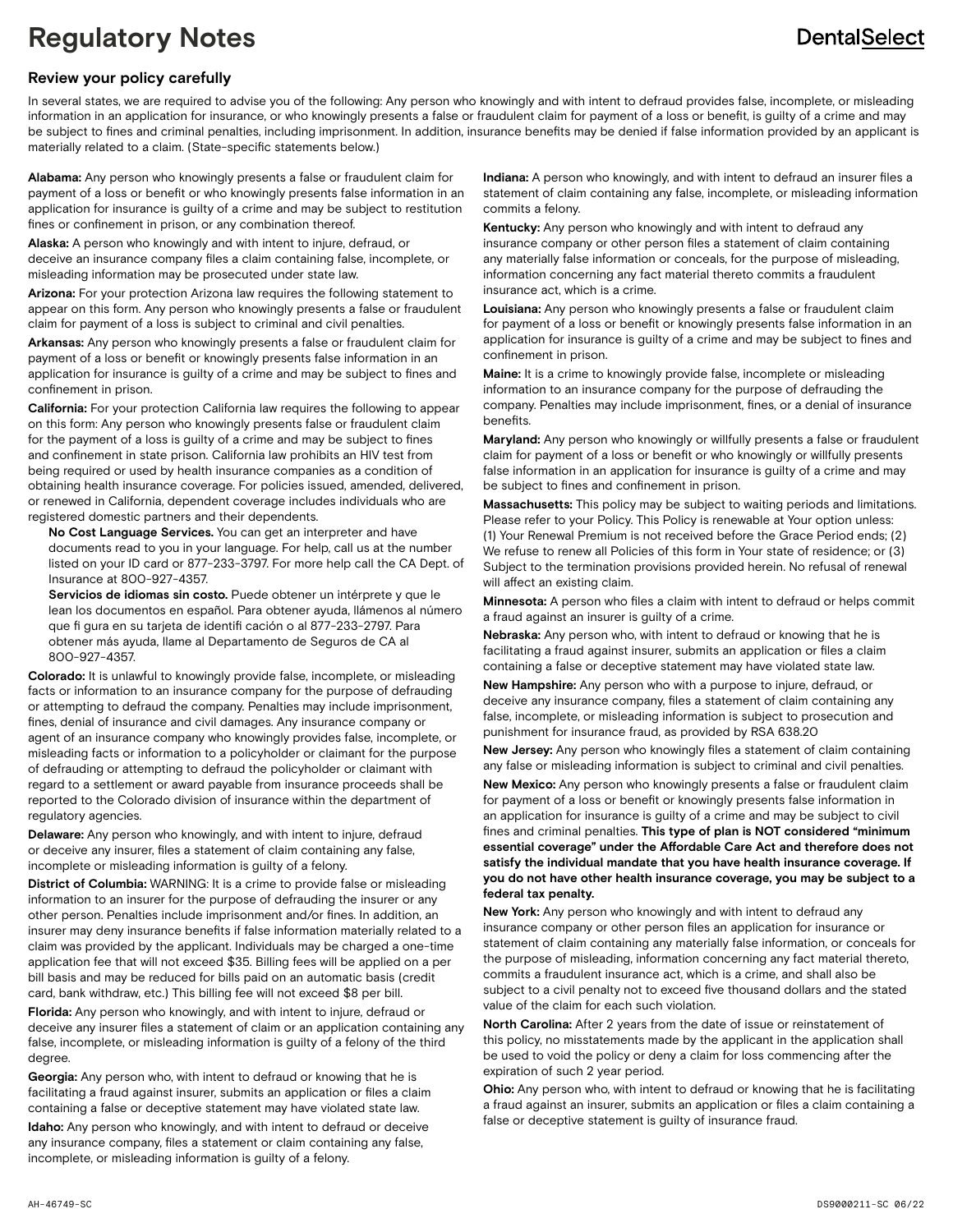# Regulatory Notes

## Review your policy carefully

In several states, we are required to advise you of the following: Any person who knowingly and with intent to defraud provides false, incomplete, or misleading information in an application for insurance, or who knowingly presents a false or fraudulent claim for payment of a loss or benefit, is guilty of a crime and may be subject to fines and criminal penalties, including imprisonment. In addition, insurance benefits may be denied if false information provided by an applicant is materially related to a claim. (State-specific statements below.)

**Alabama:** Any person who knowingly presents a false or fraudulent claim for payment of a loss or benefit or who knowingly presents false information in an application for insurance is guilty of a crime and may be subject to restitution fines or confinement in prison, or any combination thereof.

**Alaska:** A person who knowingly and with intent to injure, defraud, or deceive an insurance company files a claim containing false, incomplete, or misleading information may be prosecuted under state law.

**Arizona:** For your protection Arizona law requires the following statement to appear on this form. Any person who knowingly presents a false or fraudulent claim for payment of a loss is subject to criminal and civil penalties.

**Arkansas:** Any person who knowingly presents a false or fraudulent claim for payment of a loss or benefit or knowingly presents false information in an application for insurance is guilty of a crime and may be subject to fines and confinement in prison.

**California:** For your protection California law requires the following to appear on this form: Any person who knowingly presents false or fraudulent claim for the payment of a loss is guilty of a crime and may be subject to fines and confinement in state prison. California law prohibits an HIV test from being required or used by health insurance companies as a condition of obtaining health insurance coverage. For policies issued, amended, delivered, or renewed in California, dependent coverage includes individuals who are registered domestic partners and their dependents.

**No Cost Language Services.** You can get an interpreter and have documents read to you in your language. For help, call us at the number listed on your ID card or 877-233-3797. For more help call the CA Dept. of Insurance at 800-927-4357.

**Servicios de idiomas sin costo.** Puede obtener un intérprete y que le lean los documentos en español. Para obtener ayuda, llámenos al número que fi gura en su tarjeta de identifi cación o al 877-233-2797. Para obtener más ayuda, llame al Departamento de Seguros de CA al 800-927-4357.

**Colorado:** It is unlawful to knowingly provide false, incomplete, or misleading facts or information to an insurance company for the purpose of defrauding or attempting to defraud the company. Penalties may include imprisonment, fines, denial of insurance and civil damages. Any insurance company or agent of an insurance company who knowingly provides false, incomplete, or misleading facts or information to a policyholder or claimant for the purpose of defrauding or attempting to defraud the policyholder or claimant with regard to a settlement or award payable from insurance proceeds shall be reported to the Colorado division of insurance within the department of regulatory agencies.

**Delaware:** Any person who knowingly, and with intent to injure, defraud or deceive any insurer, files a statement of claim containing any false, incomplete or misleading information is guilty of a felony.

**District of Columbia:** WARNING: It is a crime to provide false or misleading information to an insurer for the purpose of defrauding the insurer or any other person. Penalties include imprisonment and/or fines. In addition, an insurer may deny insurance benefits if false information materially related to a claim was provided by the applicant. Individuals may be charged a one-time application fee that will not exceed $35. Billing fees will be applied on a per bill basis and may be reduced for bills paid on an automatic basis (credit card, bank withdraw, etc.) This billing fee will not exceed $8 per bill.

**Florida:** Any person who knowingly, and with intent to injure, defraud or deceive any insurer files a statement of claim or an application containing any false, incomplete, or misleading information is guilty of a felony of the third degree.

**Georgia:** Any person who, with intent to defraud or knowing that he is facilitating a fraud against insurer, submits an application or files a claim containing a false or deceptive statement may have violated state law.

**Idaho:** Any person who knowingly, and with intent to defraud or deceive any insurance company, files a statement or claim containing any false, incomplete, or misleading information is guilty of a felony.

**Indiana:** A person who knowingly, and with intent to defraud an insurer files a statement of claim containing any false, incomplete, or misleading information commits a felony.

**Kentucky:** Any person who knowingly and with intent to defraud any insurance company or other person files a statement of claim containing any materially false information or conceals, for the purpose of misleading, information concerning any fact material thereto commits a fraudulent insurance act, which is a crime.

**Louisiana:** Any person who knowingly presents a false or fraudulent claim for payment of a loss or benefit or knowingly presents false information in an application for insurance is guilty of a crime and may be subject to fines and confinement in prison.

**Maine:** It is a crime to knowingly provide false, incomplete or misleading information to an insurance company for the purpose of defrauding the company. Penalties may include imprisonment, fines, or a denial of insurance benefits.

**Maryland:** Any person who knowingly or willfully presents a false or fraudulent claim for payment of a loss or benefit or who knowingly or willfully presents false information in an application for insurance is guilty of a crime and may be subject to fines and confinement in prison.

**Massachusetts:** This policy may be subject to waiting periods and limitations. Please refer to your Policy. This Policy is renewable at Your option unless: (1) Your Renewal Premium is not received before the Grace Period ends; (2) We refuse to renew all Policies of this form in Your state of residence; or (3) Subject to the termination provisions provided herein. No refusal of renewal will affect an existing claim.

**Minnesota:** A person who files a claim with intent to defraud or helps commit a fraud against an insurer is guilty of a crime.

**Nebraska:** Any person who, with intent to defraud or knowing that he is facilitating a fraud against insurer, submits an application or files a claim containing a false or deceptive statement may have violated state law.

**New Hampshire:** Any person who with a purpose to injure, defraud, or deceive any insurance company, files a statement of claim containing any false, incomplete, or misleading information is subject to prosecution and punishment for insurance fraud, as provided by RSA 638.20

**New Jersey:** Any person who knowingly files a statement of claim containing any false or misleading information is subject to criminal and civil penalties.

**New Mexico:** Any person who knowingly presents a false or fraudulent claim for payment of a loss or benefit or knowingly presents false information in an application for insurance is guilty of a crime and may be subject to civil fines and criminal penalties. **This type of plan is NOT considered "minimum essential coverage" under the Affordable Care Act and therefore does not satisfy the individual mandate that you have health insurance coverage. If you do not have other health insurance coverage, you may be subject to a federal tax penalty.**

**New York:** Any person who knowingly and with intent to defraud any insurance company or other person files an application for insurance or statement of claim containing any materially false information, or conceals for the purpose of misleading, information concerning any fact material thereto, commits a fraudulent insurance act, which is a crime, and shall also be subject to a civil penalty not to exceed five thousand dollars and the stated value of the claim for each such violation.

**North Carolina:** After 2 years from the date of issue or reinstatement of this policy, no misstatements made by the applicant in the application shall be used to void the policy or deny a claim for loss commencing after the expiration of such 2 year period.

**Ohio:** Any person who, with intent to defraud or knowing that he is facilitating a fraud against an insurer, submits an application or files a claim containing a false or deceptive statement is guilty of insurance fraud.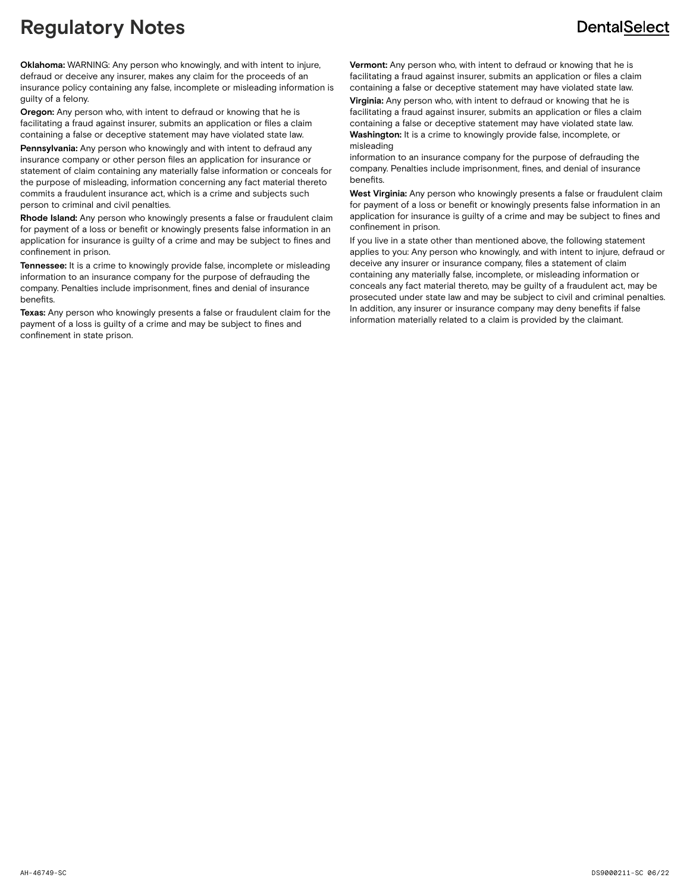# Regulatory Notes

**Oklahoma:** WARNING: Any person who knowingly, and with intent to injure, defraud or deceive any insurer, makes any claim for the proceeds of an insurance policy containing any false, incomplete or misleading information is guilty of a felony.

**Oregon:** Any person who, with intent to defraud or knowing that he is facilitating a fraud against insurer, submits an application or files a claim containing a false or deceptive statement may have violated state law.

**Pennsylvania:** Any person who knowingly and with intent to defraud any insurance company or other person files an application for insurance or statement of claim containing any materially false information or conceals for the purpose of misleading, information concerning any fact material thereto commits a fraudulent insurance act, which is a crime and subjects such person to criminal and civil penalties.

**Rhode Island:** Any person who knowingly presents a false or fraudulent claim for payment of a loss or benefit or knowingly presents false information in an application for insurance is guilty of a crime and may be subject to fines and confinement in prison.

**Tennessee:** It is a crime to knowingly provide false, incomplete or misleading information to an insurance company for the purpose of defrauding the company. Penalties include imprisonment, fines and denial of insurance benefits.

**Texas:** Any person who knowingly presents a false or fraudulent claim for the payment of a loss is guilty of a crime and may be subject to fines and confinement in state prison.

**Vermont:** Any person who, with intent to defraud or knowing that he is facilitating a fraud against insurer, submits an application or files a claim containing a false or deceptive statement may have violated state law.

**Virginia:** Any person who, with intent to defraud or knowing that he is facilitating a fraud against insurer, submits an application or files a claim containing a false or deceptive statement may have violated state law.

**Washington:** It is a crime to knowingly provide false, incomplete, or misleading information to an insurance company for the purpose of defrauding the company. Penalties include imprisonment, fines, and denial of insurance benefits.

**West Virginia:** Any person who knowingly presents a false or fraudulent claim for payment of a loss or benefit or knowingly presents false information in an application for insurance is guilty of a crime and may be subject to fines and confinement in prison.

If you live in a state other than mentioned above, the following statement applies to you: Any person who knowingly, and with intent to injure, defraud or deceive any insurer or insurance company, files a statement of claim containing any materially false, incomplete, or misleading information or conceals any fact material thereto, may be guilty of a fraudulent act, may be prosecuted under state law and may be subject to civil and criminal penalties. In addition, any insurer or insurance company may deny benefits if false information materially related to a claim is provided by the claimant.

AH-46749-SC

DS9000211-SC 06/22